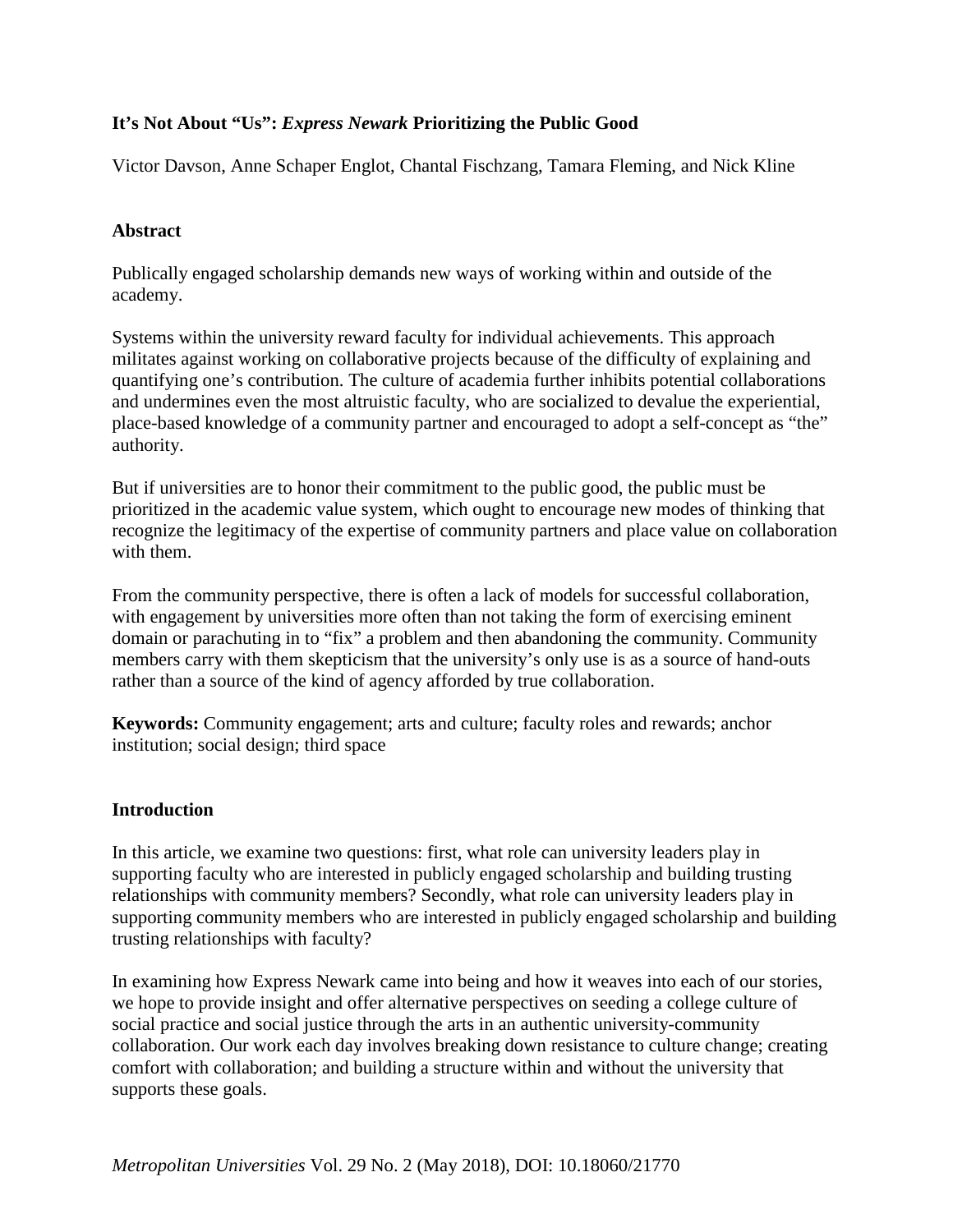# It's Not About "Us": *Express Newark* Prioritizing the Public Good

Victor Davson, Anne Schaper Englot, Chantal Fischzang, Tamara Fleming, and Nick Kline

## Abstract

Publically engaged scholarship demands new ways of working within and outside of the academy.

Systems within the university reward faculty for individual achievements. This approach militates against working on collaborative projects because of the difficulty of explaining and quantifying one's contribution. The culture of academia further inhibits potential collaborations and undermines even the most altruistic faculty, who are socialized to devalue the experiential, place-based knowledge of a community partner and encouraged to adopt a self-concept as "the" authority.

But if universities are to honor their commitment to the public good, the public must be prioritized in the academic value system, which ought to encourage new modes of thinking that recognize the legitimacy of the expertise of community partners and place value on collaboration with them.

From the community perspective, there is often a lack of models for successful collaboration, with engagement by universities more often than not taking the form of exercising eminent domain or parachuting in to "fix" a problem and then abandoning the community. Community members carry with them skepticism that the university's only use is as a source of hand-outs rather than a source of the kind of agency afforded by true collaboration.

**Keywords:** Community engagement; arts and culture; faculty roles and rewards; anchor institution; social design; third space

## Introduction

In this article, we examine two questions: first, what role can university leaders play in supporting faculty who are interested in publicly engaged scholarship and building trusting relationships with community members? Secondly, what role can university leaders play in supporting community members who are interested in publicly engaged scholarship and building trusting relationships with faculty?

In examining how Express Newark came into being and how it weaves into each of our stories, we hope to provide insight and offer alternative perspectives on seeding a college culture of social practice and social justice through the arts in an authentic university-community collaboration. Our work each day involves breaking down resistance to culture change; creating comfort with collaboration; and building a structure within and without the university that supports these goals.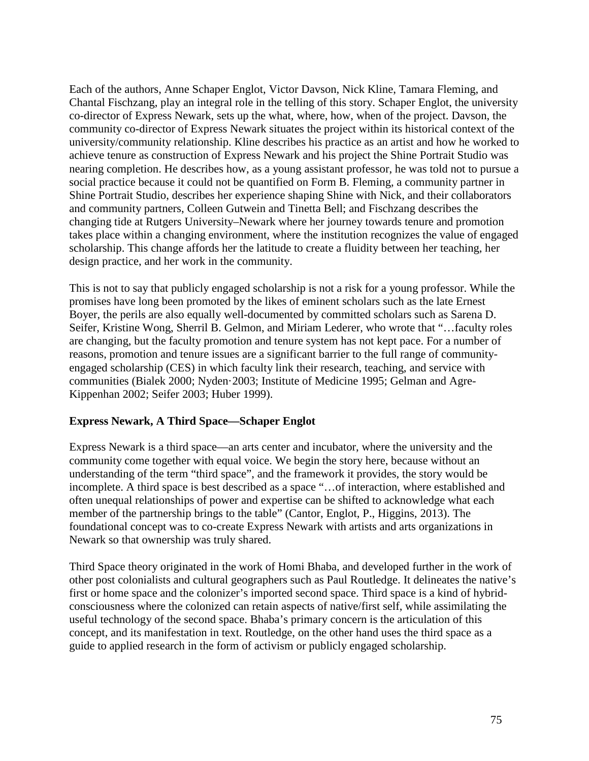Each of the authors, Anne Schaper Englot, Victor Davson, Nick Kline, Tamara Fleming, and Chantal Fischzang, play an integral role in the telling of this story. Schaper Englot, the university co-director of Express Newark, sets up the what, where, how, when of the project. Davson, the community co-director of Express Newark situates the project within its historical context of the university/community relationship. Kline describes his practice as an artist and how he worked to achieve tenure as construction of Express Newark and his project the Shine Portrait Studio was nearing completion. He describes how, as a young assistant professor, he was told not to pursue a social practice because it could not be quantified on Form B. Fleming, a community partner in Shine Portrait Studio, describes her experience shaping Shine with Nick, and their collaborators and community partners, Colleen Gutwein and Tinetta Bell; and Fischzang describes the changing tide at Rutgers University–Newark where her journey towards tenure and promotion takes place within a changing environment, where the institution recognizes the value of engaged scholarship. This change affords her the latitude to create a fluidity between her teaching, her design practice, and her work in the community.

This is not to say that publicly engaged scholarship is not a risk for a young professor. While the promises have long been promoted by the likes of eminent scholars such as the late Ernest Boyer, the perils are also equally well-documented by committed scholars such as Sarena D. Seifer, Kristine Wong, Sherril B. Gelmon, and Miriam Lederer, who wrote that "…faculty roles are changing, but the faculty promotion and tenure system has not kept pace. For a number of reasons, promotion and tenure issues are a significant barrier to the full range of community-engaged scholarship (CES) in which faculty link their research, teaching, and service with communities (Bialek 2000; Nyden·2003; Institute of Medicine 1995; Gelman and Agre-Kippenhan 2002; Seifer 2003; Huber 1999).

**Express Newark, A Third Space—Schaper Englot**

Express Newark is a third space—an arts center and incubator, where the university and the community come together with equal voice. We begin the story here, because without an understanding of the term "third space", and the framework it provides, the story would be incomplete. A third space is best described as a space "…of interaction, where established and often unequal relationships of power and expertise can be shifted to acknowledge what each member of the partnership brings to the table" (Cantor, Englot, P., Higgins, 2013). The foundational concept was to co-create Express Newark with artists and arts organizations in Newark so that ownership was truly shared.

Third Space theory originated in the work of Homi Bhaba, and developed further in the work of other post colonialists and cultural geographers such as Paul Routledge. It delineates the native's first or home space and the colonizer's imported second space. Third space is a kind of hybrid-consciousness where the colonized can retain aspects of native/first self, while assimilating the useful technology of the second space. Bhaba's primary concern is the articulation of this concept, and its manifestation in text. Routledge, on the other hand uses the third space as a guide to applied research in the form of activism or publicly engaged scholarship.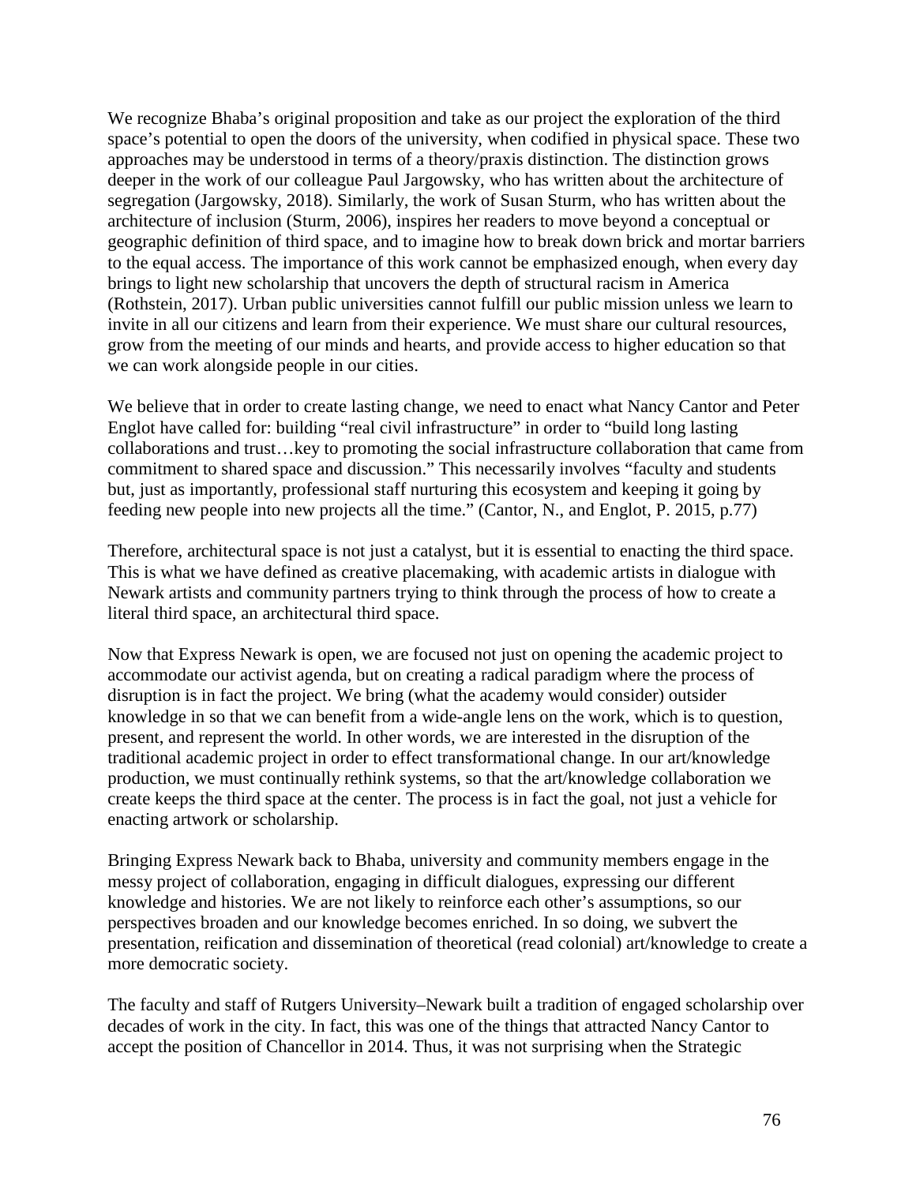We recognize Bhaba's original proposition and take as our project the exploration of the third space's potential to open the doors of the university, when codified in physical space. These two approaches may be understood in terms of a theory/praxis distinction. The distinction grows deeper in the work of our colleague Paul Jargowsky, who has written about the architecture of segregation (Jargowsky, 2018). Similarly, the work of Susan Sturm, who has written about the architecture of inclusion (Sturm, 2006), inspires her readers to move beyond a conceptual or geographic definition of third space, and to imagine how to break down brick and mortar barriers to the equal access. The importance of this work cannot be emphasized enough, when every day brings to light new scholarship that uncovers the depth of structural racism in America (Rothstein, 2017). Urban public universities cannot fulfill our public mission unless we learn to invite in all our citizens and learn from their experience. We must share our cultural resources, grow from the meeting of our minds and hearts, and provide access to higher education so that we can work alongside people in our cities.

We believe that in order to create lasting change, we need to enact what Nancy Cantor and Peter Englot have called for: building "real civil infrastructure" in order to "build long lasting collaborations and trust…key to promoting the social infrastructure collaboration that came from commitment to shared space and discussion." This necessarily involves "faculty and students but, just as importantly, professional staff nurturing this ecosystem and keeping it going by feeding new people into new projects all the time." (Cantor, N., and Englot, P. 2015, p.77)

Therefore, architectural space is not just a catalyst, but it is essential to enacting the third space. This is what we have defined as creative placemaking, with academic artists in dialogue with Newark artists and community partners trying to think through the process of how to create a literal third space, an architectural third space.

Now that Express Newark is open, we are focused not just on opening the academic project to accommodate our activist agenda, but on creating a radical paradigm where the process of disruption is in fact the project. We bring (what the academy would consider) outsider knowledge in so that we can benefit from a wide-angle lens on the work, which is to question, present, and represent the world. In other words, we are interested in the disruption of the traditional academic project in order to effect transformational change. In our art/knowledge production, we must continually rethink systems, so that the art/knowledge collaboration we create keeps the third space at the center. The process is in fact the goal, not just a vehicle for enacting artwork or scholarship.

Bringing Express Newark back to Bhaba, university and community members engage in the messy project of collaboration, engaging in difficult dialogues, expressing our different knowledge and histories. We are not likely to reinforce each other's assumptions, so our perspectives broaden and our knowledge becomes enriched. In so doing, we subvert the presentation, reification and dissemination of theoretical (read colonial) art/knowledge to create a more democratic society.

The faculty and staff of Rutgers University–Newark built a tradition of engaged scholarship over decades of work in the city. In fact, this was one of the things that attracted Nancy Cantor to accept the position of Chancellor in 2014. Thus, it was not surprising when the Strategic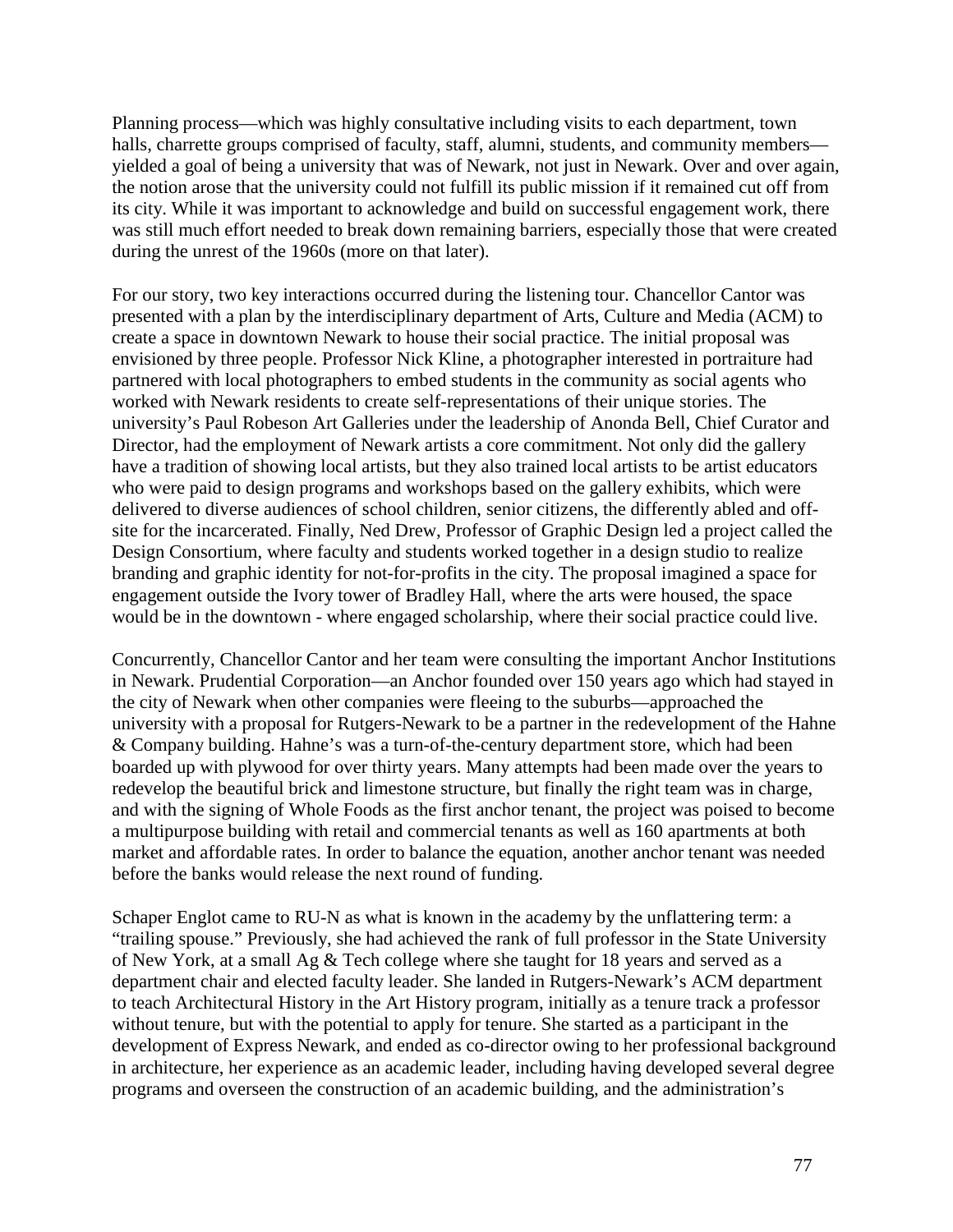Planning process—which was highly consultative including visits to each department, town halls, charrette groups comprised of faculty, staff, alumni, students, and community members—yielded a goal of being a university that was of Newark, not just in Newark. Over and over again, the notion arose that the university could not fulfill its public mission if it remained cut off from its city. While it was important to acknowledge and build on successful engagement work, there was still much effort needed to break down remaining barriers, especially those that were created during the unrest of the 1960s (more on that later).

For our story, two key interactions occurred during the listening tour. Chancellor Cantor was presented with a plan by the interdisciplinary department of Arts, Culture and Media (ACM) to create a space in downtown Newark to house their social practice. The initial proposal was envisioned by three people. Professor Nick Kline, a photographer interested in portraiture had partnered with local photographers to embed students in the community as social agents who worked with Newark residents to create self-representations of their unique stories. The university's Paul Robeson Art Galleries under the leadership of Anonda Bell, Chief Curator and Director, had the employment of Newark artists a core commitment. Not only did the gallery have a tradition of showing local artists, but they also trained local artists to be artist educators who were paid to design programs and workshops based on the gallery exhibits, which were delivered to diverse audiences of school children, senior citizens, the differently abled and off-site for the incarcerated. Finally, Ned Drew, Professor of Graphic Design led a project called the Design Consortium, where faculty and students worked together in a design studio to realize branding and graphic identity for not-for-profits in the city. The proposal imagined a space for engagement outside the Ivory tower of Bradley Hall, where the arts were housed, the space would be in the downtown - where engaged scholarship, where their social practice could live.

Concurrently, Chancellor Cantor and her team were consulting the important Anchor Institutions in Newark. Prudential Corporation—an Anchor founded over 150 years ago which had stayed in the city of Newark when other companies were fleeing to the suburbs—approached the university with a proposal for Rutgers-Newark to be a partner in the redevelopment of the Hahne & Company building. Hahne's was a turn-of-the-century department store, which had been boarded up with plywood for over thirty years. Many attempts had been made over the years to redevelop the beautiful brick and limestone structure, but finally the right team was in charge, and with the signing of Whole Foods as the first anchor tenant, the project was poised to become a multipurpose building with retail and commercial tenants as well as 160 apartments at both market and affordable rates. In order to balance the equation, another anchor tenant was needed before the banks would release the next round of funding.

Schaper Englot came to RU-N as what is known in the academy by the unflattering term: a "trailing spouse." Previously, she had achieved the rank of full professor in the State University of New York, at a small Ag & Tech college where she taught for 18 years and served as a department chair and elected faculty leader. She landed in Rutgers-Newark's ACM department to teach Architectural History in the Art History program, initially as a tenure track a professor without tenure, but with the potential to apply for tenure. She started as a participant in the development of Express Newark, and ended as co-director owing to her professional background in architecture, her experience as an academic leader, including having developed several degree programs and overseen the construction of an academic building, and the administration's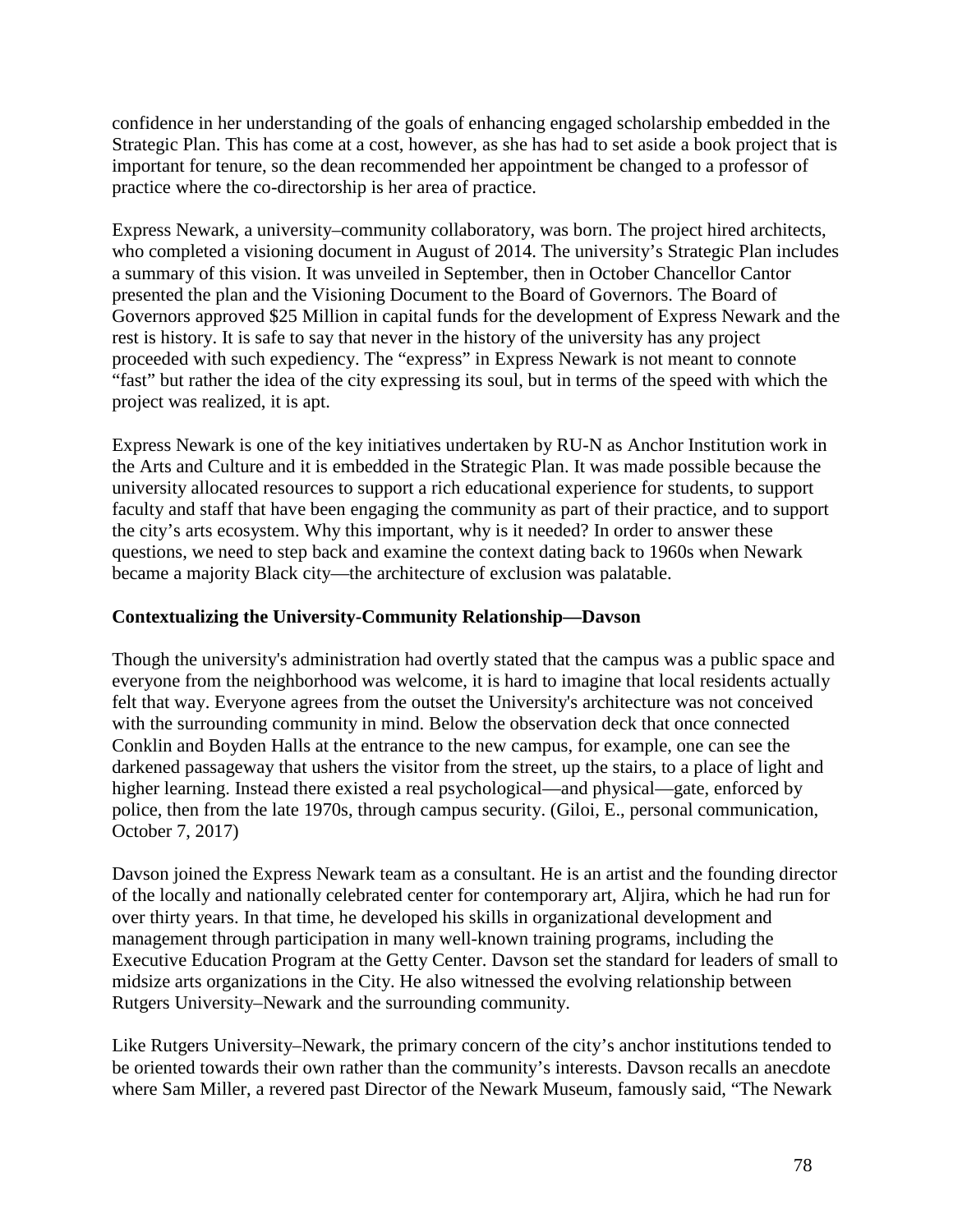confidence in her understanding of the goals of enhancing engaged scholarship embedded in the Strategic Plan. This has come at a cost, however, as she has had to set aside a book project that is important for tenure, so the dean recommended her appointment be changed to a professor of practice where the co-directorship is her area of practice.

Express Newark, a university–community collaboratory, was born. The project hired architects, who completed a visioning document in August of 2014. The university's Strategic Plan includes a summary of this vision. It was unveiled in September, then in October Chancellor Cantor presented the plan and the Visioning Document to the Board of Governors. The Board of Governors approved $25 Million in capital funds for the development of Express Newark and the rest is history. It is safe to say that never in the history of the university has any project proceeded with such expediency. The "express" in Express Newark is not meant to connote "fast" but rather the idea of the city expressing its soul, but in terms of the speed with which the project was realized, it is apt.

Express Newark is one of the key initiatives undertaken by RU-N as Anchor Institution work in the Arts and Culture and it is embedded in the Strategic Plan. It was made possible because the university allocated resources to support a rich educational experience for students, to support faculty and staff that have been engaging the community as part of their practice, and to support the city's arts ecosystem. Why this important, why is it needed? In order to answer these questions, we need to step back and examine the context dating back to 1960s when Newark became a majority Black city—the architecture of exclusion was palatable.

**Contextualizing the University-Community Relationship—Davson**

Though the university's administration had overtly stated that the campus was a public space and everyone from the neighborhood was welcome, it is hard to imagine that local residents actually felt that way. Everyone agrees from the outset the University's architecture was not conceived with the surrounding community in mind. Below the observation deck that once connected Conklin and Boyden Halls at the entrance to the new campus, for example, one can see the darkened passageway that ushers the visitor from the street, up the stairs, to a place of light and higher learning. Instead there existed a real psychological—and physical—gate, enforced by police, then from the late 1970s, through campus security. (Giloi, E., personal communication, October 7, 2017)

Davson joined the Express Newark team as a consultant. He is an artist and the founding director of the locally and nationally celebrated center for contemporary art, Aljira, which he had run for over thirty years. In that time, he developed his skills in organizational development and management through participation in many well-known training programs, including the Executive Education Program at the Getty Center. Davson set the standard for leaders of small to midsize arts organizations in the City. He also witnessed the evolving relationship between Rutgers University–Newark and the surrounding community.

Like Rutgers University–Newark, the primary concern of the city's anchor institutions tended to be oriented towards their own rather than the community's interests. Davson recalls an anecdote where Sam Miller, a revered past Director of the Newark Museum, famously said, "The Newark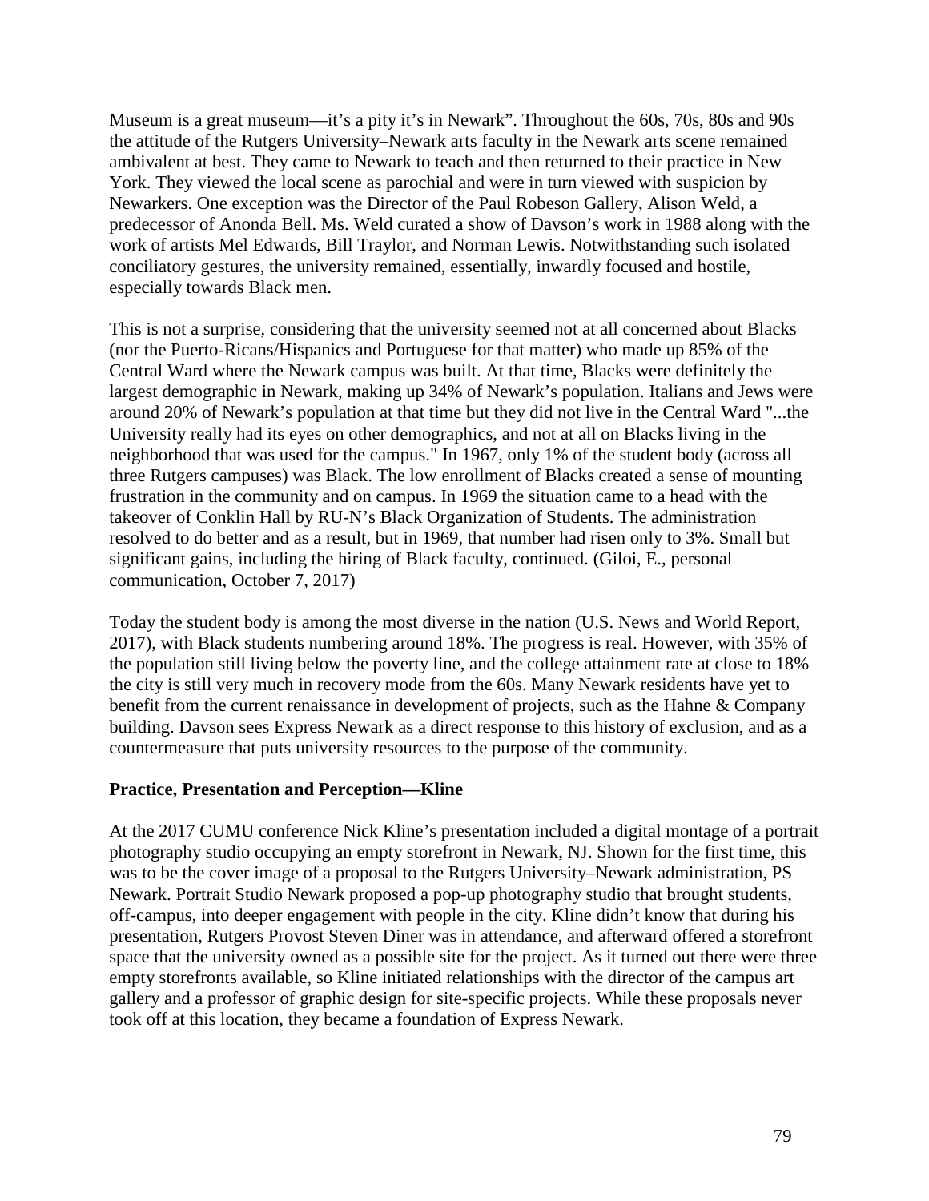Museum is a great museum—it's a pity it's in Newark". Throughout the 60s, 70s, 80s and 90s the attitude of the Rutgers University–Newark arts faculty in the Newark arts scene remained ambivalent at best. They came to Newark to teach and then returned to their practice in New York. They viewed the local scene as parochial and were in turn viewed with suspicion by Newarkers. One exception was the Director of the Paul Robeson Gallery, Alison Weld, a predecessor of Anonda Bell. Ms. Weld curated a show of Davson's work in 1988 along with the work of artists Mel Edwards, Bill Traylor, and Norman Lewis. Notwithstanding such isolated conciliatory gestures, the university remained, essentially, inwardly focused and hostile, especially towards Black men.

This is not a surprise, considering that the university seemed not at all concerned about Blacks (nor the Puerto-Ricans/Hispanics and Portuguese for that matter) who made up 85% of the Central Ward where the Newark campus was built. At that time, Blacks were definitely the largest demographic in Newark, making up 34% of Newark's population. Italians and Jews were around 20% of Newark's population at that time but they did not live in the Central Ward "...the University really had its eyes on other demographics, and not at all on Blacks living in the neighborhood that was used for the campus." In 1967, only 1% of the student body (across all three Rutgers campuses) was Black. The low enrollment of Blacks created a sense of mounting frustration in the community and on campus. In 1969 the situation came to a head with the takeover of Conklin Hall by RU-N's Black Organization of Students. The administration resolved to do better and as a result, but in 1969, that number had risen only to 3%. Small but significant gains, including the hiring of Black faculty, continued. (Giloi, E., personal communication, October 7, 2017)

Today the student body is among the most diverse in the nation (U.S. News and World Report, 2017), with Black students numbering around 18%. The progress is real. However, with 35% of the population still living below the poverty line, and the college attainment rate at close to 18% the city is still very much in recovery mode from the 60s. Many Newark residents have yet to benefit from the current renaissance in development of projects, such as the Hahne & Company building. Davson sees Express Newark as a direct response to this history of exclusion, and as a countermeasure that puts university resources to the purpose of the community.

**Practice, Presentation and Perception—Kline**

At the 2017 CUMU conference Nick Kline's presentation included a digital montage of a portrait photography studio occupying an empty storefront in Newark, NJ. Shown for the first time, this was to be the cover image of a proposal to the Rutgers University–Newark administration, PS Newark. Portrait Studio Newark proposed a pop-up photography studio that brought students, off-campus, into deeper engagement with people in the city. Kline didn't know that during his presentation, Rutgers Provost Steven Diner was in attendance, and afterward offered a storefront space that the university owned as a possible site for the project. As it turned out there were three empty storefronts available, so Kline initiated relationships with the director of the campus art gallery and a professor of graphic design for site-specific projects. While these proposals never took off at this location, they became a foundation of Express Newark.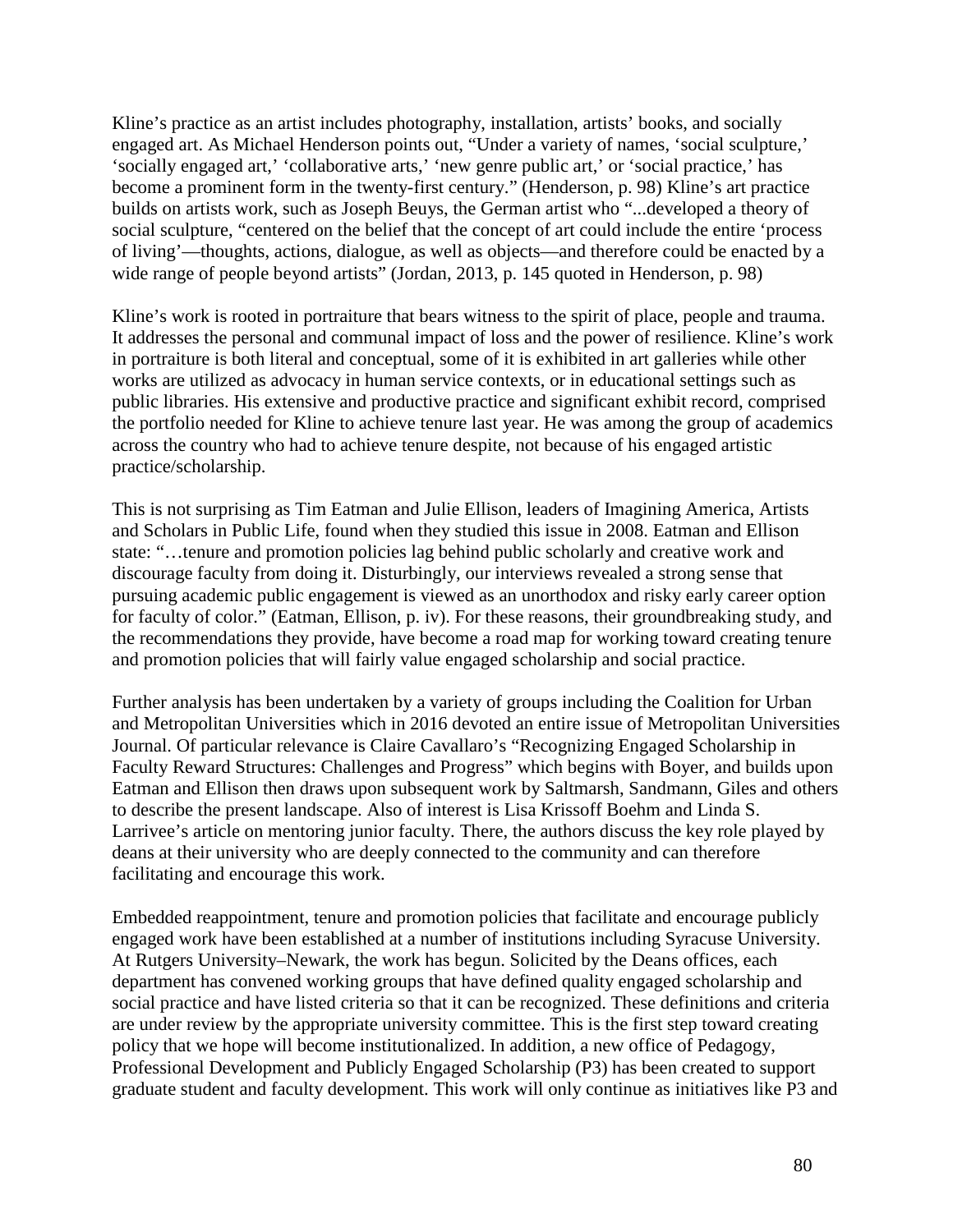Kline's practice as an artist includes photography, installation, artists' books, and socially engaged art. As Michael Henderson points out, "Under a variety of names, 'social sculpture,' 'socially engaged art,' 'collaborative arts,' 'new genre public art,' or 'social practice,' has become a prominent form in the twenty-first century." (Henderson, p. 98) Kline's art practice builds on artists work, such as Joseph Beuys, the German artist who "...developed a theory of social sculpture, "centered on the belief that the concept of art could include the entire 'process of living'—thoughts, actions, dialogue, as well as objects—and therefore could be enacted by a wide range of people beyond artists" (Jordan, 2013, p. 145 quoted in Henderson, p. 98)

Kline's work is rooted in portraiture that bears witness to the spirit of place, people and trauma. It addresses the personal and communal impact of loss and the power of resilience. Kline's work in portraiture is both literal and conceptual, some of it is exhibited in art galleries while other works are utilized as advocacy in human service contexts, or in educational settings such as public libraries. His extensive and productive practice and significant exhibit record, comprised the portfolio needed for Kline to achieve tenure last year. He was among the group of academics across the country who had to achieve tenure despite, not because of his engaged artistic practice/scholarship.

This is not surprising as Tim Eatman and Julie Ellison, leaders of Imagining America, Artists and Scholars in Public Life, found when they studied this issue in 2008. Eatman and Ellison state: "…tenure and promotion policies lag behind public scholarly and creative work and discourage faculty from doing it. Disturbingly, our interviews revealed a strong sense that pursuing academic public engagement is viewed as an unorthodox and risky early career option for faculty of color." (Eatman, Ellison, p. iv). For these reasons, their groundbreaking study, and the recommendations they provide, have become a road map for working toward creating tenure and promotion policies that will fairly value engaged scholarship and social practice.

Further analysis has been undertaken by a variety of groups including the Coalition for Urban and Metropolitan Universities which in 2016 devoted an entire issue of Metropolitan Universities Journal. Of particular relevance is Claire Cavallaro's "Recognizing Engaged Scholarship in Faculty Reward Structures: Challenges and Progress" which begins with Boyer, and builds upon Eatman and Ellison then draws upon subsequent work by Saltmarsh, Sandmann, Giles and others to describe the present landscape. Also of interest is Lisa Krissoff Boehm and Linda S. Larrivee's article on mentoring junior faculty. There, the authors discuss the key role played by deans at their university who are deeply connected to the community and can therefore facilitating and encourage this work.

Embedded reappointment, tenure and promotion policies that facilitate and encourage publicly engaged work have been established at a number of institutions including Syracuse University. At Rutgers University–Newark, the work has begun. Solicited by the Deans offices, each department has convened working groups that have defined quality engaged scholarship and social practice and have listed criteria so that it can be recognized. These definitions and criteria are under review by the appropriate university committee. This is the first step toward creating policy that we hope will become institutionalized. In addition, a new office of Pedagogy, Professional Development and Publicly Engaged Scholarship (P3) has been created to support graduate student and faculty development. This work will only continue as initiatives like P3 and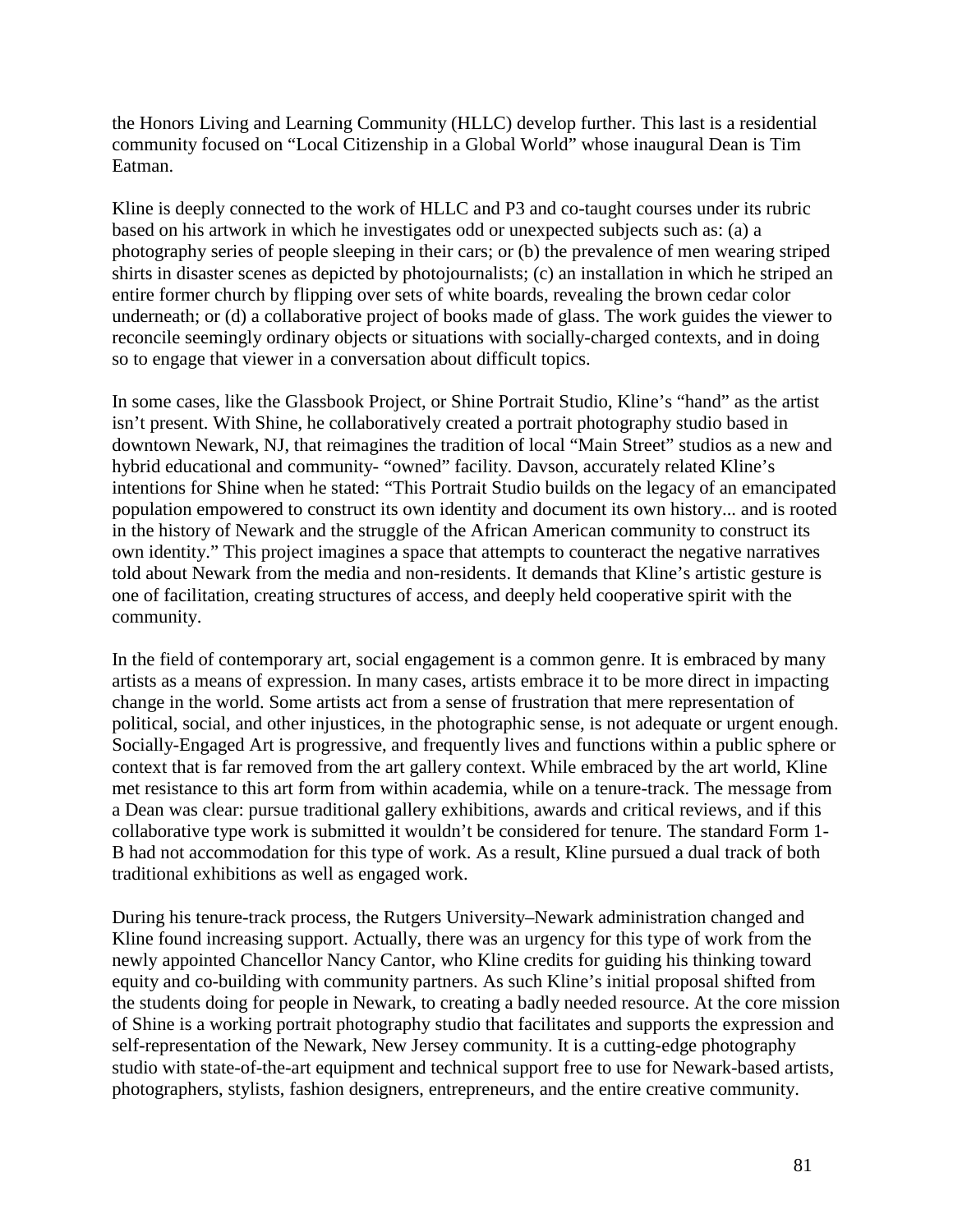the Honors Living and Learning Community (HLLC) develop further. This last is a residential community focused on "Local Citizenship in a Global World" whose inaugural Dean is Tim Eatman.

Kline is deeply connected to the work of HLLC and P3 and co-taught courses under its rubric based on his artwork in which he investigates odd or unexpected subjects such as: (a) a photography series of people sleeping in their cars; or (b) the prevalence of men wearing striped shirts in disaster scenes as depicted by photojournalists; (c) an installation in which he striped an entire former church by flipping over sets of white boards, revealing the brown cedar color underneath; or (d) a collaborative project of books made of glass. The work guides the viewer to reconcile seemingly ordinary objects or situations with socially-charged contexts, and in doing so to engage that viewer in a conversation about difficult topics.

In some cases, like the Glassbook Project, or Shine Portrait Studio, Kline's "hand" as the artist isn't present. With Shine, he collaboratively created a portrait photography studio based in downtown Newark, NJ, that reimagines the tradition of local "Main Street" studios as a new and hybrid educational and community- "owned" facility. Davson, accurately related Kline's intentions for Shine when he stated: "This Portrait Studio builds on the legacy of an emancipated population empowered to construct its own identity and document its own history... and is rooted in the history of Newark and the struggle of the African American community to construct its own identity." This project imagines a space that attempts to counteract the negative narratives told about Newark from the media and non-residents. It demands that Kline's artistic gesture is one of facilitation, creating structures of access, and deeply held cooperative spirit with the community.

In the field of contemporary art, social engagement is a common genre. It is embraced by many artists as a means of expression. In many cases, artists embrace it to be more direct in impacting change in the world. Some artists act from a sense of frustration that mere representation of political, social, and other injustices, in the photographic sense, is not adequate or urgent enough. Socially-Engaged Art is progressive, and frequently lives and functions within a public sphere or context that is far removed from the art gallery context. While embraced by the art world, Kline met resistance to this art form from within academia, while on a tenure-track. The message from a Dean was clear: pursue traditional gallery exhibitions, awards and critical reviews, and if this collaborative type work is submitted it wouldn't be considered for tenure. The standard Form 1-B had not accommodation for this type of work. As a result, Kline pursued a dual track of both traditional exhibitions as well as engaged work.

During his tenure-track process, the Rutgers University–Newark administration changed and Kline found increasing support. Actually, there was an urgency for this type of work from the newly appointed Chancellor Nancy Cantor, who Kline credits for guiding his thinking toward equity and co-building with community partners. As such Kline's initial proposal shifted from the students doing for people in Newark, to creating a badly needed resource. At the core mission of Shine is a working portrait photography studio that facilitates and supports the expression and self-representation of the Newark, New Jersey community. It is a cutting-edge photography studio with state-of-the-art equipment and technical support free to use for Newark-based artists, photographers, stylists, fashion designers, entrepreneurs, and the entire creative community.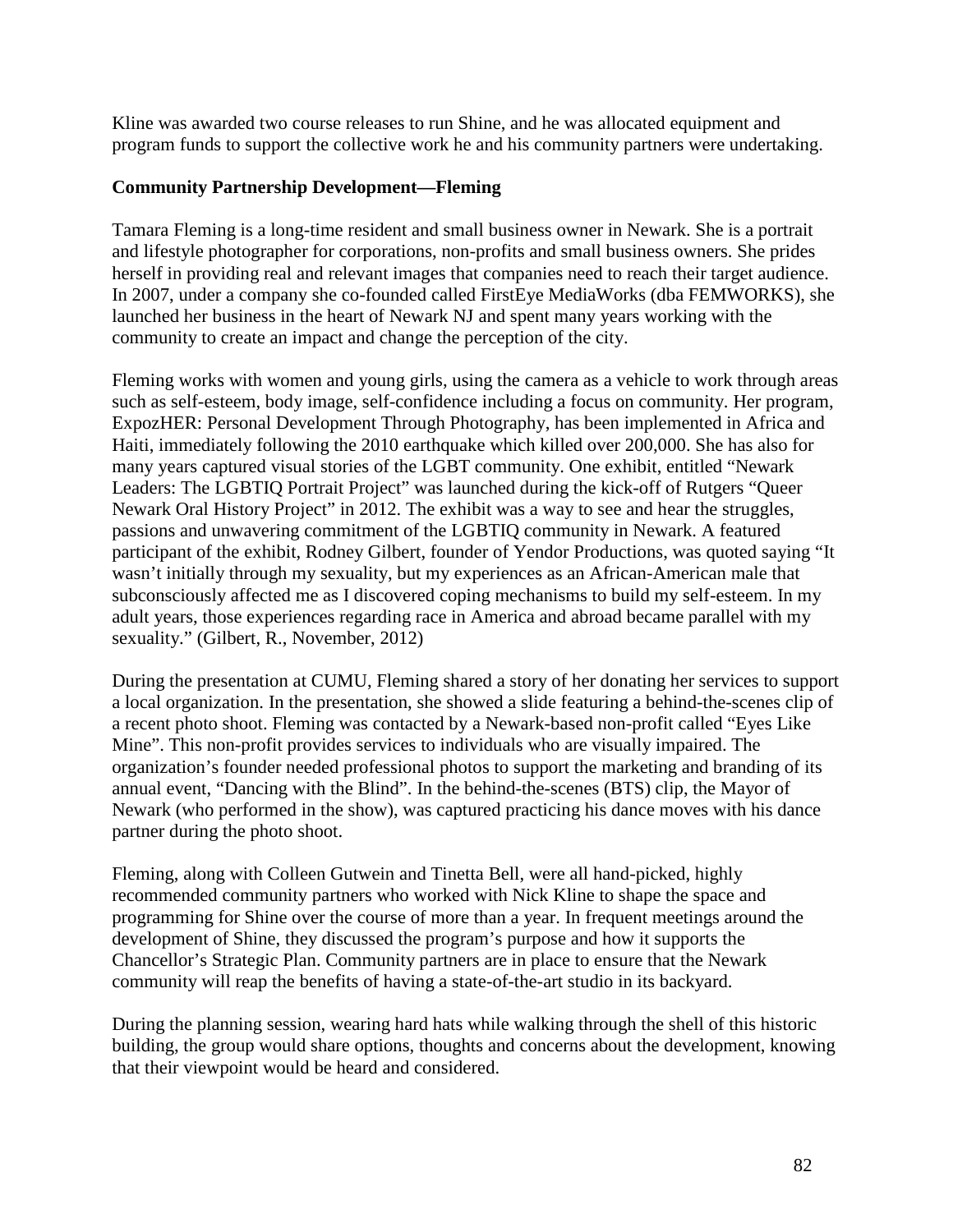Kline was awarded two course releases to run Shine, and he was allocated equipment and program funds to support the collective work he and his community partners were undertaking.

**Community Partnership Development—Fleming**

Tamara Fleming is a long-time resident and small business owner in Newark. She is a portrait and lifestyle photographer for corporations, non-profits and small business owners. She prides herself in providing real and relevant images that companies need to reach their target audience. In 2007, under a company she co-founded called FirstEye MediaWorks (dba FEMWORKS), she launched her business in the heart of Newark NJ and spent many years working with the community to create an impact and change the perception of the city.

Fleming works with women and young girls, using the camera as a vehicle to work through areas such as self-esteem, body image, self-confidence including a focus on community. Her program, ExpozHER: Personal Development Through Photography, has been implemented in Africa and Haiti, immediately following the 2010 earthquake which killed over 200,000. She has also for many years captured visual stories of the LGBT community. One exhibit, entitled "Newark Leaders: The LGBTIQ Portrait Project" was launched during the kick-off of Rutgers "Queer Newark Oral History Project" in 2012. The exhibit was a way to see and hear the struggles, passions and unwavering commitment of the LGBTIQ community in Newark. A featured participant of the exhibit, Rodney Gilbert, founder of Yendor Productions, was quoted saying "It wasn't initially through my sexuality, but my experiences as an African-American male that subconsciously affected me as I discovered coping mechanisms to build my self-esteem. In my adult years, those experiences regarding race in America and abroad became parallel with my sexuality." (Gilbert, R., November, 2012)

During the presentation at CUMU, Fleming shared a story of her donating her services to support a local organization. In the presentation, she showed a slide featuring a behind-the-scenes clip of a recent photo shoot. Fleming was contacted by a Newark-based non-profit called "Eyes Like Mine". This non-profit provides services to individuals who are visually impaired. The organization's founder needed professional photos to support the marketing and branding of its annual event, "Dancing with the Blind". In the behind-the-scenes (BTS) clip, the Mayor of Newark (who performed in the show), was captured practicing his dance moves with his dance partner during the photo shoot.

Fleming, along with Colleen Gutwein and Tinetta Bell, were all hand-picked, highly recommended community partners who worked with Nick Kline to shape the space and programming for Shine over the course of more than a year. In frequent meetings around the development of Shine, they discussed the program's purpose and how it supports the Chancellor's Strategic Plan. Community partners are in place to ensure that the Newark community will reap the benefits of having a state-of-the-art studio in its backyard.

During the planning session, wearing hard hats while walking through the shell of this historic building, the group would share options, thoughts and concerns about the development, knowing that their viewpoint would be heard and considered.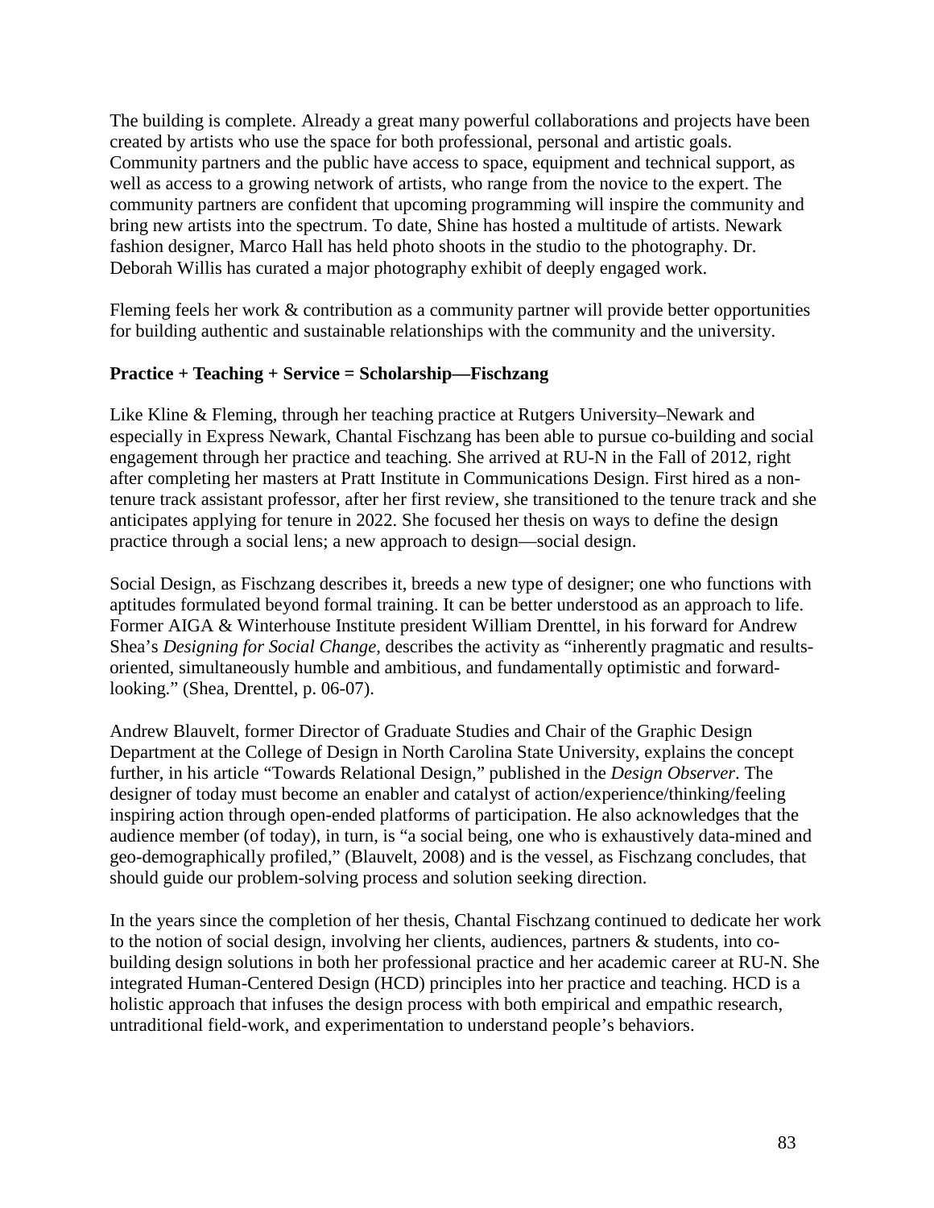The building is complete. Already a great many powerful collaborations and projects have been created by artists who use the space for both professional, personal and artistic goals. Community partners and the public have access to space, equipment and technical support, as well as access to a growing network of artists, who range from the novice to the expert. The community partners are confident that upcoming programming will inspire the community and bring new artists into the spectrum. To date, Shine has hosted a multitude of artists. Newark fashion designer, Marco Hall has held photo shoots in the studio to the photography. Dr. Deborah Willis has curated a major photography exhibit of deeply engaged work.

Fleming feels her work & contribution as a community partner will provide better opportunities for building authentic and sustainable relationships with the community and the university.

**Practice + Teaching + Service = Scholarship—Fischzang**

Like Kline & Fleming, through her teaching practice at Rutgers University–Newark and especially in Express Newark, Chantal Fischzang has been able to pursue co-building and social engagement through her practice and teaching. She arrived at RU-N in the Fall of 2012, right after completing her masters at Pratt Institute in Communications Design. First hired as a non-tenure track assistant professor, after her first review, she transitioned to the tenure track and she anticipates applying for tenure in 2022. She focused her thesis on ways to define the design practice through a social lens; a new approach to design—social design.

Social Design, as Fischzang describes it, breeds a new type of designer; one who functions with aptitudes formulated beyond formal training. It can be better understood as an approach to life. Former AIGA & Winterhouse Institute president William Drenttel, in his forward for Andrew Shea's *Designing for Social Change*, describes the activity as "inherently pragmatic and results-oriented, simultaneously humble and ambitious, and fundamentally optimistic and forward-looking." (Shea, Drenttel, p. 06-07).

Andrew Blauvelt, former Director of Graduate Studies and Chair of the Graphic Design Department at the College of Design in North Carolina State University, explains the concept further, in his article "Towards Relational Design," published in the *Design Observer*. The designer of today must become an enabler and catalyst of action/experience/thinking/feeling inspiring action through open-ended platforms of participation. He also acknowledges that the audience member (of today), in turn, is "a social being, one who is exhaustively data-mined and geo-demographically profiled," (Blauvelt, 2008) and is the vessel, as Fischzang concludes, that should guide our problem-solving process and solution seeking direction.

In the years since the completion of her thesis, Chantal Fischzang continued to dedicate her work to the notion of social design, involving her clients, audiences, partners & students, into co-building design solutions in both her professional practice and her academic career at RU-N. She integrated Human-Centered Design (HCD) principles into her practice and teaching. HCD is a holistic approach that infuses the design process with both empirical and empathic research, untraditional field-work, and experimentation to understand people's behaviors.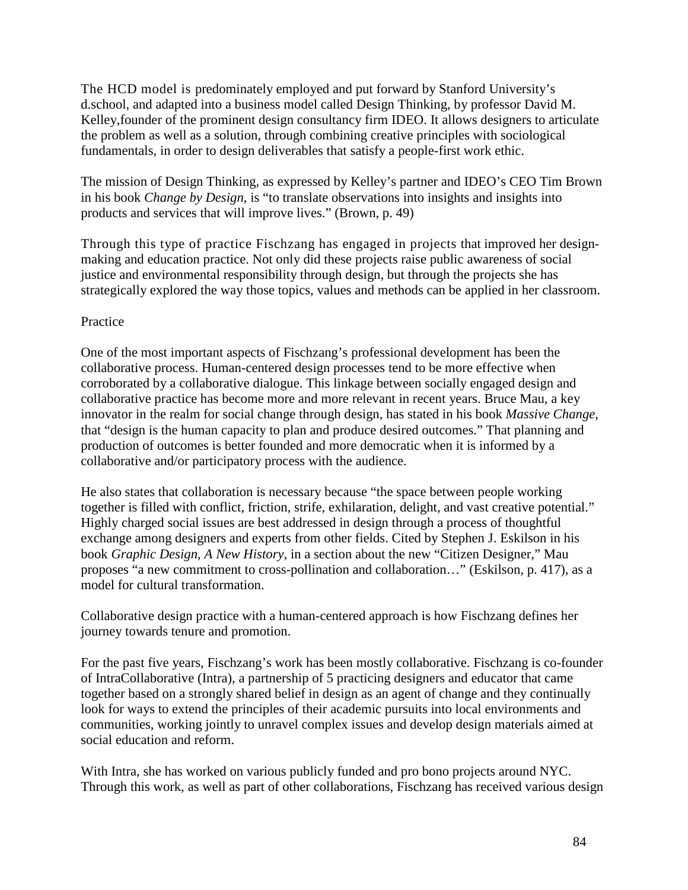The HCD model is predominately employed and put forward by Stanford University's d.school, and adapted into a business model called Design Thinking, by professor David M. Kelley,founder of the prominent design consultancy firm IDEO. It allows designers to articulate the problem as well as a solution, through combining creative principles with sociological fundamentals, in order to design deliverables that satisfy a people-first work ethic.

The mission of Design Thinking, as expressed by Kelley's partner and IDEO's CEO Tim Brown in his book *Change by Design*, is "to translate observations into insights and insights into products and services that will improve lives." (Brown, p. 49)

Through this type of practice Fischzang has engaged in projects that improved her design-making and education practice. Not only did these projects raise public awareness of social justice and environmental responsibility through design, but through the projects she has strategically explored the way those topics, values and methods can be applied in her classroom.

## Practice

One of the most important aspects of Fischzang's professional development has been the collaborative process. Human-centered design processes tend to be more effective when corroborated by a collaborative dialogue. This linkage between socially engaged design and collaborative practice has become more and more relevant in recent years. Bruce Mau, a key innovator in the realm for social change through design, has stated in his book *Massive Change,* that "design is the human capacity to plan and produce desired outcomes." That planning and production of outcomes is better founded and more democratic when it is informed by a collaborative and/or participatory process with the audience.

He also states that collaboration is necessary because "the space between people working together is filled with conflict, friction, strife, exhilaration, delight, and vast creative potential." Highly charged social issues are best addressed in design through a process of thoughtful exchange among designers and experts from other fields. Cited by Stephen J. Eskilson in his book *Graphic Design, A New History,* in a section about the new "Citizen Designer," Mau proposes "a new commitment to cross-pollination and collaboration…" (Eskilson, p. 417), as a model for cultural transformation.

Collaborative design practice with a human-centered approach is how Fischzang defines her journey towards tenure and promotion.

For the past five years, Fischzang's work has been mostly collaborative. Fischzang is co-founder of IntraCollaborative (Intra), a partnership of 5 practicing designers and educator that came together based on a strongly shared belief in design as an agent of change and they continually look for ways to extend the principles of their academic pursuits into local environments and communities, working jointly to unravel complex issues and develop design materials aimed at social education and reform.

With Intra, she has worked on various publicly funded and pro bono projects around NYC. Through this work, as well as part of other collaborations, Fischzang has received various design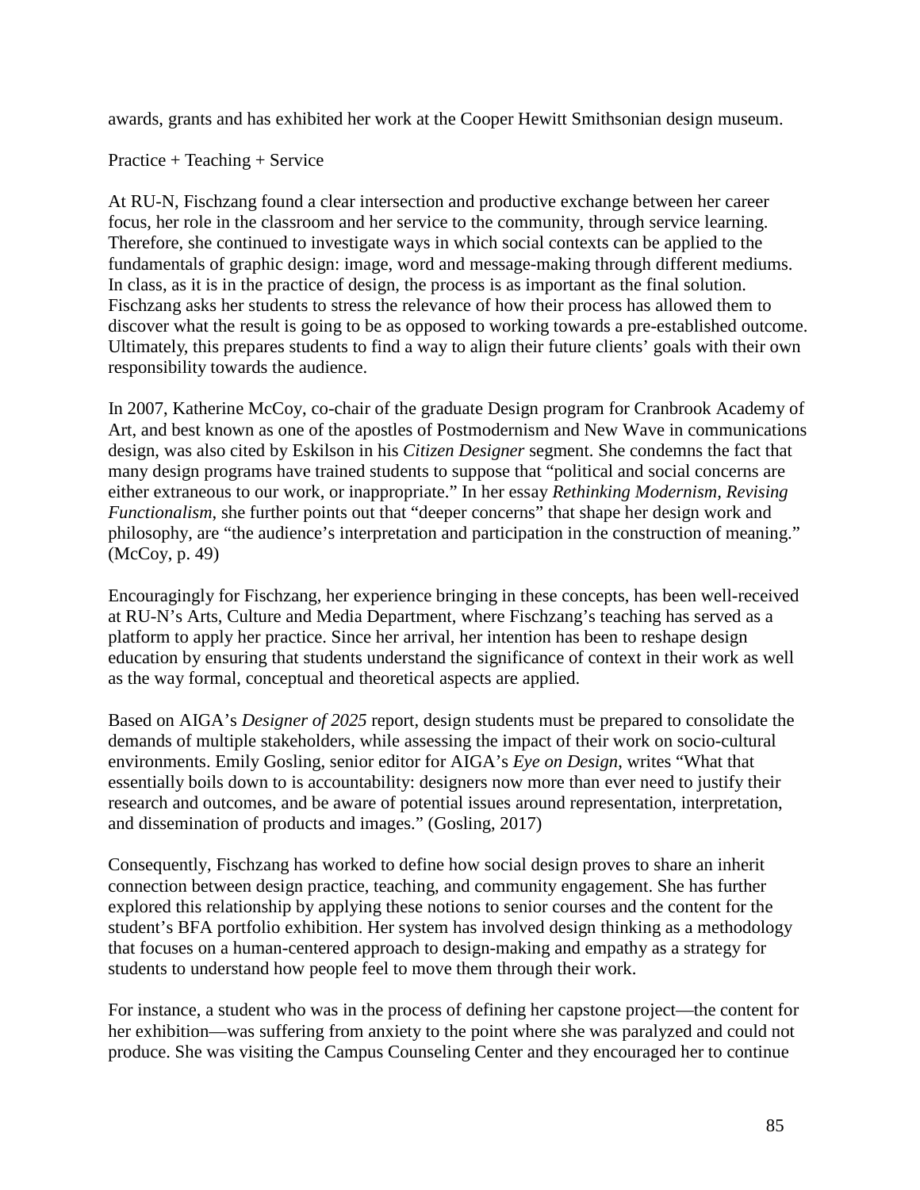awards, grants and has exhibited her work at the Cooper Hewitt Smithsonian design museum.

Practice + Teaching + Service

At RU-N, Fischzang found a clear intersection and productive exchange between her career focus, her role in the classroom and her service to the community, through service learning. Therefore, she continued to investigate ways in which social contexts can be applied to the fundamentals of graphic design: image, word and message-making through different mediums. In class, as it is in the practice of design, the process is as important as the final solution. Fischzang asks her students to stress the relevance of how their process has allowed them to discover what the result is going to be as opposed to working towards a pre-established outcome. Ultimately, this prepares students to find a way to align their future clients' goals with their own responsibility towards the audience.

In 2007, Katherine McCoy, co-chair of the graduate Design program for Cranbrook Academy of Art, and best known as one of the apostles of Postmodernism and New Wave in communications design, was also cited by Eskilson in his *Citizen Designer* segment. She condemns the fact that many design programs have trained students to suppose that "political and social concerns are either extraneous to our work, or inappropriate." In her essay *Rethinking Modernism, Revising Functionalism*, she further points out that "deeper concerns" that shape her design work and philosophy, are "the audience's interpretation and participation in the construction of meaning." (McCoy, p. 49)

Encouragingly for Fischzang, her experience bringing in these concepts, has been well-received at RU-N's Arts, Culture and Media Department, where Fischzang's teaching has served as a platform to apply her practice. Since her arrival, her intention has been to reshape design education by ensuring that students understand the significance of context in their work as well as the way formal, conceptual and theoretical aspects are applied.

Based on AIGA's *Designer of 2025* report, design students must be prepared to consolidate the demands of multiple stakeholders, while assessing the impact of their work on socio-cultural environments. Emily Gosling, senior editor for AIGA's *Eye on Design*, writes "What that essentially boils down to is accountability: designers now more than ever need to justify their research and outcomes, and be aware of potential issues around representation, interpretation, and dissemination of products and images." (Gosling, 2017)

Consequently, Fischzang has worked to define how social design proves to share an inherit connection between design practice, teaching, and community engagement. She has further explored this relationship by applying these notions to senior courses and the content for the student's BFA portfolio exhibition. Her system has involved design thinking as a methodology that focuses on a human-centered approach to design-making and empathy as a strategy for students to understand how people feel to move them through their work.

For instance, a student who was in the process of defining her capstone project—the content for her exhibition—was suffering from anxiety to the point where she was paralyzed and could not produce. She was visiting the Campus Counseling Center and they encouraged her to continue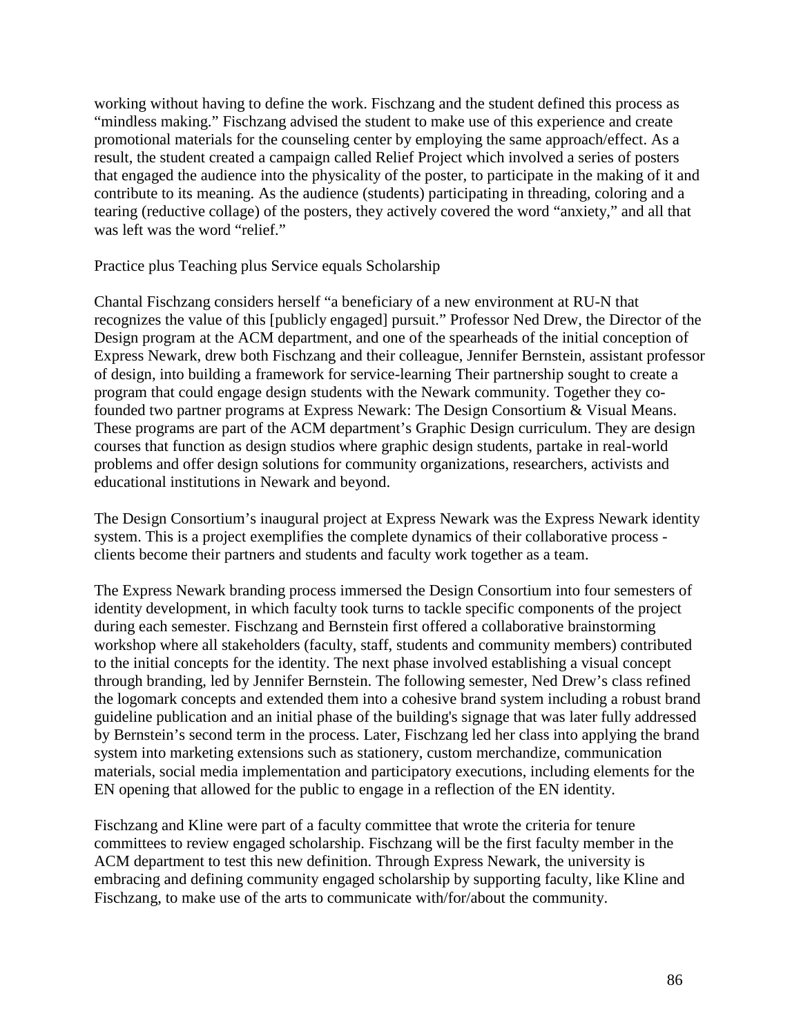working without having to define the work. Fischzang and the student defined this process as "mindless making." Fischzang advised the student to make use of this experience and create promotional materials for the counseling center by employing the same approach/effect. As a result, the student created a campaign called Relief Project which involved a series of posters that engaged the audience into the physicality of the poster, to participate in the making of it and contribute to its meaning. As the audience (students) participating in threading, coloring and a tearing (reductive collage) of the posters, they actively covered the word "anxiety," and all that was left was the word "relief."

Practice plus Teaching plus Service equals Scholarship

Chantal Fischzang considers herself "a beneficiary of a new environment at RU-N that recognizes the value of this [publicly engaged] pursuit." Professor Ned Drew, the Director of the Design program at the ACM department, and one of the spearheads of the initial conception of Express Newark, drew both Fischzang and their colleague, Jennifer Bernstein, assistant professor of design, into building a framework for service-learning Their partnership sought to create a program that could engage design students with the Newark community. Together they co-founded two partner programs at Express Newark: The Design Consortium & Visual Means. These programs are part of the ACM department's Graphic Design curriculum. They are design courses that function as design studios where graphic design students, partake in real-world problems and offer design solutions for community organizations, researchers, activists and educational institutions in Newark and beyond.

The Design Consortium's inaugural project at Express Newark was the Express Newark identity system. This is a project exemplifies the complete dynamics of their collaborative process - clients become their partners and students and faculty work together as a team.

The Express Newark branding process immersed the Design Consortium into four semesters of identity development, in which faculty took turns to tackle specific components of the project during each semester. Fischzang and Bernstein first offered a collaborative brainstorming workshop where all stakeholders (faculty, staff, students and community members) contributed to the initial concepts for the identity. The next phase involved establishing a visual concept through branding, led by Jennifer Bernstein. The following semester, Ned Drew's class refined the logomark concepts and extended them into a cohesive brand system including a robust brand guideline publication and an initial phase of the building's signage that was later fully addressed by Bernstein's second term in the process. Later, Fischzang led her class into applying the brand system into marketing extensions such as stationery, custom merchandize, communication materials, social media implementation and participatory executions, including elements for the EN opening that allowed for the public to engage in a reflection of the EN identity.

Fischzang and Kline were part of a faculty committee that wrote the criteria for tenure committees to review engaged scholarship. Fischzang will be the first faculty member in the ACM department to test this new definition. Through Express Newark, the university is embracing and defining community engaged scholarship by supporting faculty, like Kline and Fischzang, to make use of the arts to communicate with/for/about the community.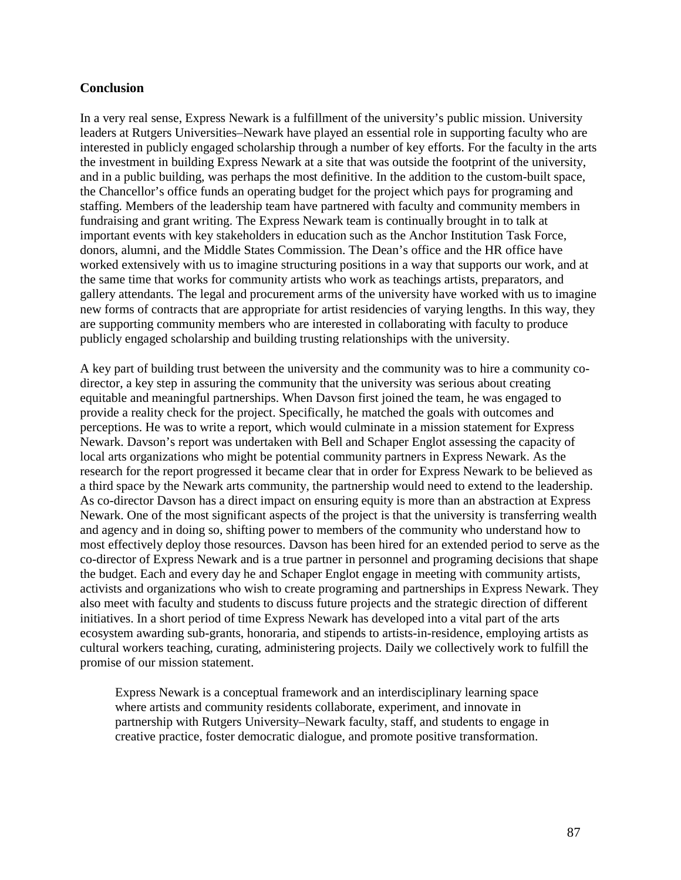**Conclusion**

In a very real sense, Express Newark is a fulfillment of the university's public mission. University leaders at Rutgers Universities–Newark have played an essential role in supporting faculty who are interested in publicly engaged scholarship through a number of key efforts. For the faculty in the arts the investment in building Express Newark at a site that was outside the footprint of the university, and in a public building, was perhaps the most definitive. In the addition to the custom-built space, the Chancellor's office funds an operating budget for the project which pays for programing and staffing. Members of the leadership team have partnered with faculty and community members in fundraising and grant writing. The Express Newark team is continually brought in to talk at important events with key stakeholders in education such as the Anchor Institution Task Force, donors, alumni, and the Middle States Commission. The Dean's office and the HR office have worked extensively with us to imagine structuring positions in a way that supports our work, and at the same time that works for community artists who work as teachings artists, preparators, and gallery attendants. The legal and procurement arms of the university have worked with us to imagine new forms of contracts that are appropriate for artist residencies of varying lengths. In this way, they are supporting community members who are interested in collaborating with faculty to produce publicly engaged scholarship and building trusting relationships with the university.

A key part of building trust between the university and the community was to hire a community co-director, a key step in assuring the community that the university was serious about creating equitable and meaningful partnerships. When Davson first joined the team, he was engaged to provide a reality check for the project. Specifically, he matched the goals with outcomes and perceptions. He was to write a report, which would culminate in a mission statement for Express Newark. Davson's report was undertaken with Bell and Schaper Englot assessing the capacity of local arts organizations who might be potential community partners in Express Newark. As the research for the report progressed it became clear that in order for Express Newark to be believed as a third space by the Newark arts community, the partnership would need to extend to the leadership. As co-director Davson has a direct impact on ensuring equity is more than an abstraction at Express Newark. One of the most significant aspects of the project is that the university is transferring wealth and agency and in doing so, shifting power to members of the community who understand how to most effectively deploy those resources. Davson has been hired for an extended period to serve as the co-director of Express Newark and is a true partner in personnel and programing decisions that shape the budget. Each and every day he and Schaper Englot engage in meeting with community artists, activists and organizations who wish to create programing and partnerships in Express Newark. They also meet with faculty and students to discuss future projects and the strategic direction of different initiatives. In a short period of time Express Newark has developed into a vital part of the arts ecosystem awarding sub-grants, honoraria, and stipends to artists-in-residence, employing artists as cultural workers teaching, curating, administering projects. Daily we collectively work to fulfill the promise of our mission statement.

> Express Newark is a conceptual framework and an interdisciplinary learning space where artists and community residents collaborate, experiment, and innovate in partnership with Rutgers University–Newark faculty, staff, and students to engage in creative practice, foster democratic dialogue, and promote positive transformation.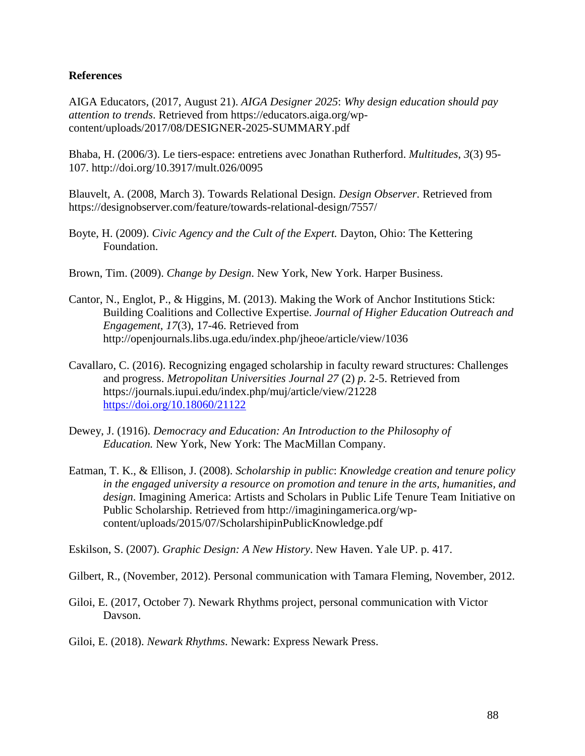**References**

AIGA Educators, (2017, August 21). *AIGA Designer 2025*: *Why design education should pay attention to trends*. Retrieved from https://educators.aiga.org/wp-content/uploads/2017/08/DESIGNER-2025-SUMMARY.pdf

Bhaba, H. (2006/3). Le tiers-espace: entretiens avec Jonathan Rutherford. *Multitudes, 3*(3) 95-107. http://doi.org/10.3917/mult.026/0095

Blauvelt, A. (2008, March 3). Towards Relational Design. *Design Observer.* Retrieved from https://designobserver.com/feature/towards-relational-design/7557/

Boyte, H. (2009). *Civic Agency and the Cult of the Expert.* Dayton, Ohio: The Kettering Foundation.

Brown, Tim. (2009). *Change by Design*. New York, New York. Harper Business.

Cantor, N., Englot, P., & Higgins, M. (2013). Making the Work of Anchor Institutions Stick: Building Coalitions and Collective Expertise. *Journal of Higher Education Outreach and Engagement, 17*(3), 17-46. Retrieved from http://openjournals.libs.uga.edu/index.php/jheoe/article/view/1036

Cavallaro, C. (2016). Recognizing engaged scholarship in faculty reward structures: Challenges and progress. *Metropolitan Universities Journal 27* (2) *p*. 2-5. Retrieved from https://journals.iupui.edu/index.php/muj/article/view/21228 https://doi.org/10.18060/21122

Dewey, J. (1916). *Democracy and Education: An Introduction to the Philosophy of Education.* New York, New York: The MacMillan Company.

Eatman, T. K., & Ellison, J. (2008). *Scholarship in public*: *Knowledge creation and tenure policy in the engaged university a resource on promotion and tenure in the arts, humanities, and design*. Imagining America: Artists and Scholars in Public Life Tenure Team Initiative on Public Scholarship. Retrieved from http://imaginingamerica.org/wp-content/uploads/2015/07/ScholarshipinPublicKnowledge.pdf

Eskilson, S. (2007). *Graphic Design: A New History*. New Haven. Yale UP. p. 417.

Gilbert, R., (November, 2012). Personal communication with Tamara Fleming, November, 2012.

Giloi, E. (2017, October 7). Newark Rhythms project, personal communication with Victor Davson.

Giloi, E. (2018). *Newark Rhythms*. Newark: Express Newark Press.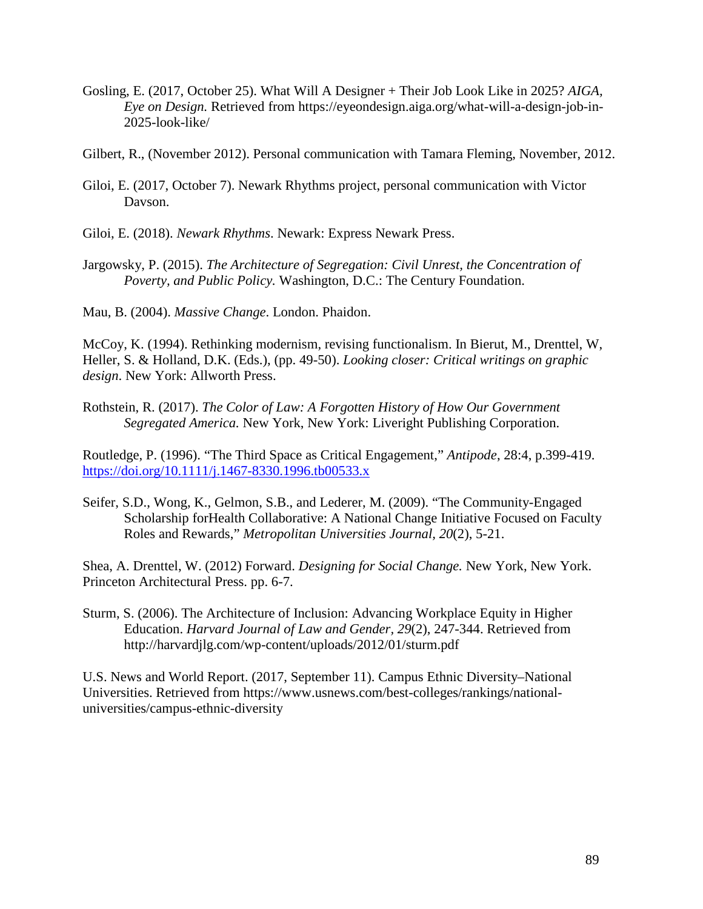Gosling, E. (2017, October 25). What Will A Designer + Their Job Look Like in 2025? *AIGA, Eye on Design.* Retrieved from https://eyeondesign.aiga.org/what-will-a-design-job-in-2025-look-like/

Gilbert, R., (November 2012). Personal communication with Tamara Fleming, November, 2012.

Giloi, E. (2017, October 7). Newark Rhythms project, personal communication with Victor Davson.

Giloi, E. (2018). *Newark Rhythms*. Newark: Express Newark Press.

Jargowsky, P. (2015). *The Architecture of Segregation: Civil Unrest, the Concentration of Poverty, and Public Policy.* Washington, D.C.: The Century Foundation.

Mau, B. (2004). *Massive Change*. London. Phaidon.

McCoy, K. (1994). Rethinking modernism, revising functionalism. In Bierut, M., Drenttel, W, Heller, S. & Holland, D.K. (Eds.), (pp. 49-50). *Looking closer: Critical writings on graphic design.* New York: Allworth Press.

Rothstein, R. (2017). *The Color of Law: A Forgotten History of How Our Government Segregated America.* New York, New York: Liveright Publishing Corporation.

Routledge, P. (1996). “The Third Space as Critical Engagement,” *Antipode*, 28:4, p.399-419. https://doi.org/10.1111/j.1467-8330.1996.tb00533.x

Seifer, S.D., Wong, K., Gelmon, S.B., and Lederer, M. (2009). “The Community-Engaged Scholarship forHealth Collaborative: A National Change Initiative Focused on Faculty Roles and Rewards,” *Metropolitan Universities Journal, 20*(2), 5-21.

Shea, A. Drenttel, W. (2012) Forward. *Designing for Social Change.* New York, New York. Princeton Architectural Press. pp. 6-7.

Sturm, S. (2006). The Architecture of Inclusion: Advancing Workplace Equity in Higher Education. *Harvard Journal of Law and Gender, 29*(2), 247-344. Retrieved from http://harvardjlg.com/wp-content/uploads/2012/01/sturm.pdf

U.S. News and World Report. (2017, September 11). Campus Ethnic Diversity–National Universities. Retrieved from https://www.usnews.com/best-colleges/rankings/national-universities/campus-ethnic-diversity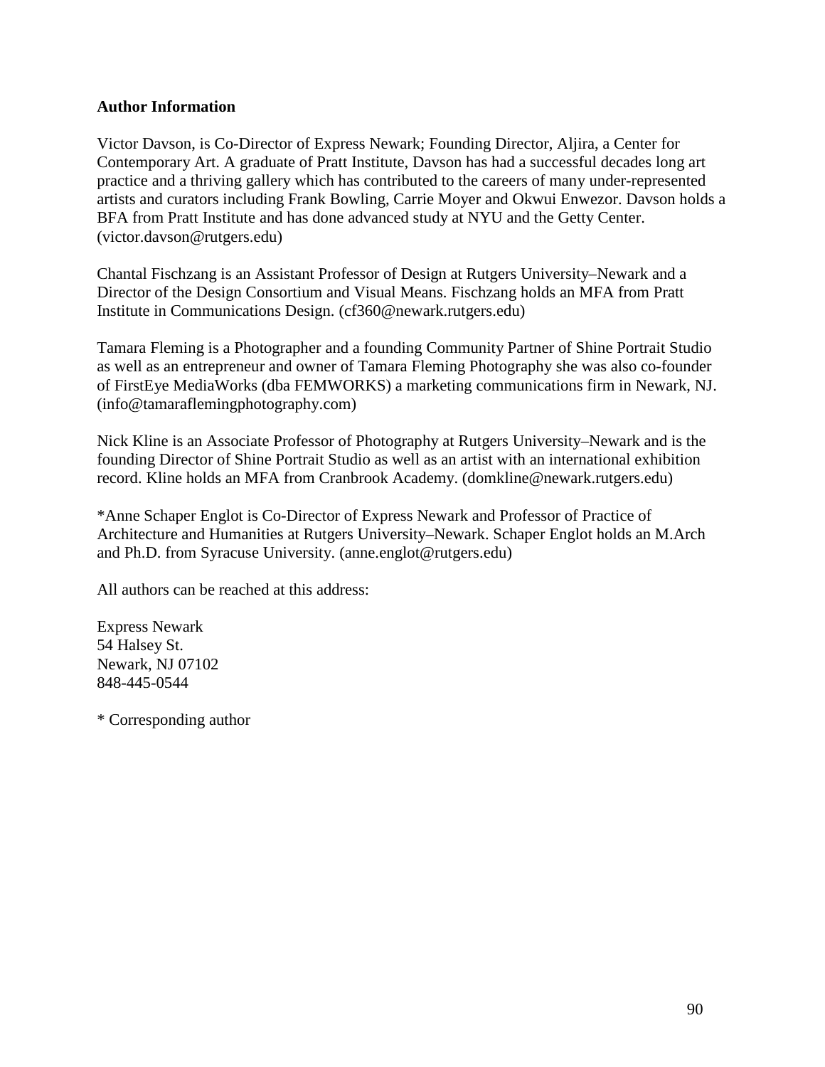**Author Information**

Victor Davson, is Co-Director of Express Newark; Founding Director, Aljira, a Center for Contemporary Art. A graduate of Pratt Institute, Davson has had a successful decades long art practice and a thriving gallery which has contributed to the careers of many under-represented artists and curators including Frank Bowling, Carrie Moyer and Okwui Enwezor. Davson holds a BFA from Pratt Institute and has done advanced study at NYU and the Getty Center. (victor.davson@rutgers.edu)

Chantal Fischzang is an Assistant Professor of Design at Rutgers University–Newark and a Director of the Design Consortium and Visual Means. Fischzang holds an MFA from Pratt Institute in Communications Design. (cf360@newark.rutgers.edu)

Tamara Fleming is a Photographer and a founding Community Partner of Shine Portrait Studio as well as an entrepreneur and owner of Tamara Fleming Photography she was also co-founder of FirstEye MediaWorks (dba FEMWORKS) a marketing communications firm in Newark, NJ. (info@tamaraflemingphotography.com)

Nick Kline is an Associate Professor of Photography at Rutgers University–Newark and is the founding Director of Shine Portrait Studio as well as an artist with an international exhibition record. Kline holds an MFA from Cranbrook Academy. (domkline@newark.rutgers.edu)

*Anne Schaper Englot is Co-Director of Express Newark and Professor of Practice of Architecture and Humanities at Rutgers University–Newark. Schaper Englot holds an M.Arch and Ph.D. from Syracuse University. (anne.englot@rutgers.edu)

All authors can be reached at this address:

Express Newark
54 Halsey St.
Newark, NJ 07102
848-445-0544

* Corresponding author